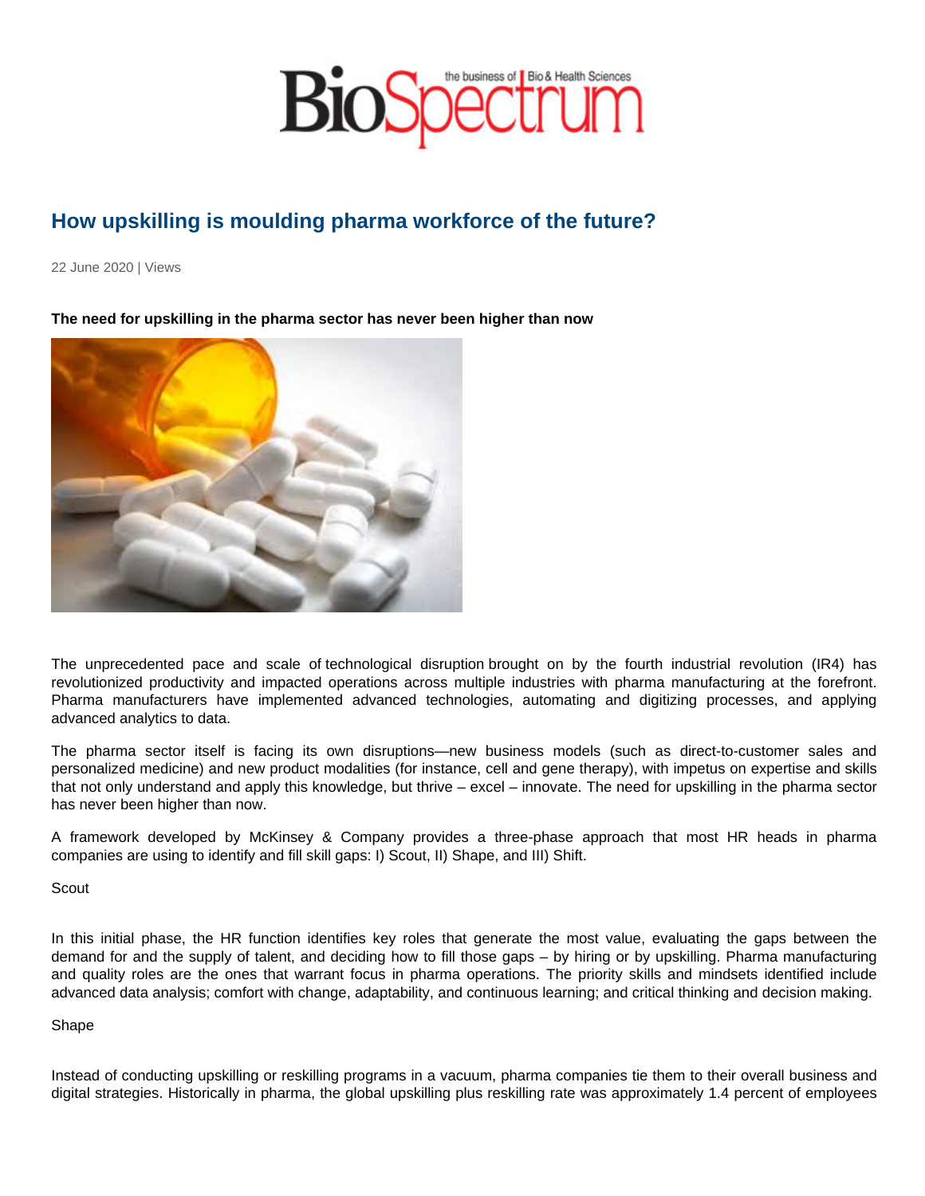# How upskilling is moulding pharma workforce of the future?

22 June 2020 | Views

**The need for upskilling in the pharma sector has never been higher than now**

The unprecedented pace and scale of technological disruption brought on by the fourth industrial revolution (IR4) has revolutionized productivity and impacted operations across multiple industries with pharma manufacturing at the forefront. Pharma manufacturers have implemented advanced technologies, automating and digitizing processes, and applying advanced analytics to data.

The pharma sector itself is facing its own disruptions—new business models (such as direct-to-customer sales and personalized medicine) and new product modalities (for instance, cell and gene therapy), with impetus on expertise and skills that not only understand and apply this knowledge, but thrive – excel – innovate. The need for upskilling in the pharma sector has never been higher than now.

A framework developed by McKinsey & Company provides a three-phase approach that most HR heads in pharma companies are using to identify and fill skill gaps: I) Scout, II) Shape, and III) Shift.

Scout

In this initial phase, the HR function identifies key roles that generate the most value, evaluating the gaps between the demand for and the supply of talent, and deciding how to fill those gaps – by hiring or by upskilling. Pharma manufacturing and quality roles are the ones that warrant focus in pharma operations. The priority skills and mindsets identified include advanced data analysis; comfort with change, adaptability, and continuous learning; and critical thinking and decision making.

Shape

Instead of conducting upskilling or reskilling programs in a vacuum, pharma companies tie them to their overall business and digital strategies. Historically in pharma, the global upskilling plus reskilling rate was approximately 1.4 percent of employees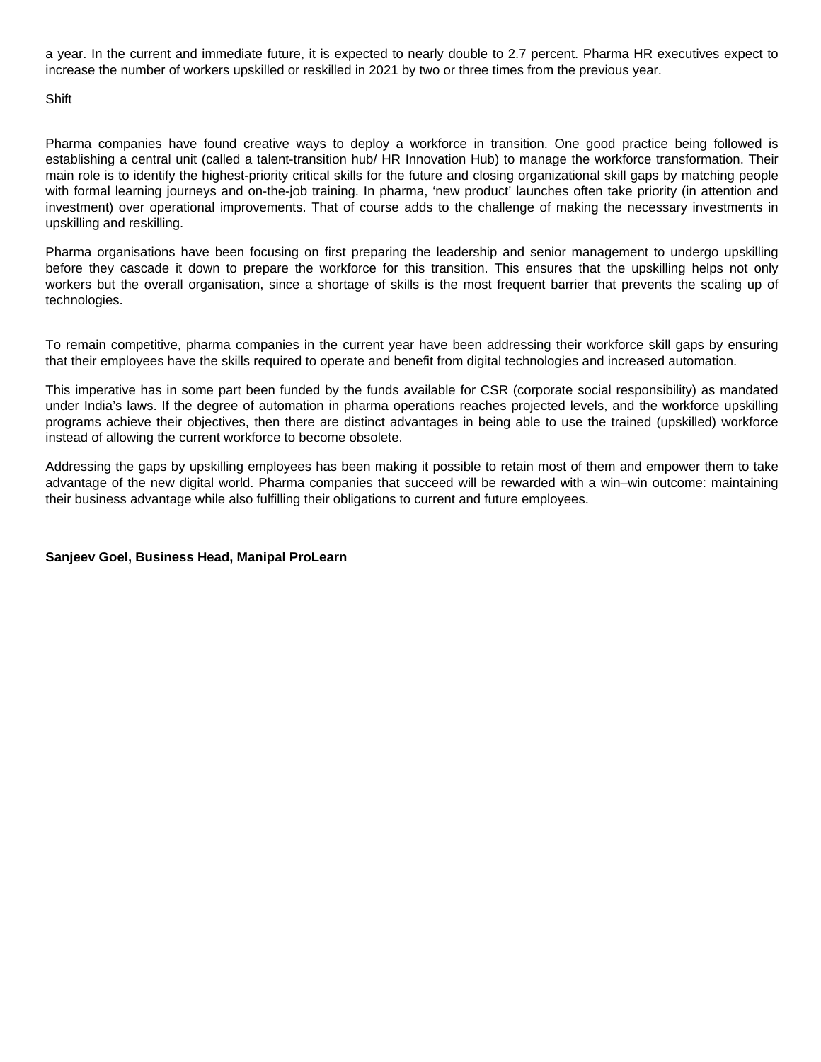a year. In the current and immediate future, it is expected to nearly double to 2.7 percent. Pharma HR executives expect to increase the number of workers upskilled or reskilled in 2021 by two or three times from the previous year.

Shift

Pharma companies have found creative ways to deploy a workforce in transition. One good practice being followed is establishing a central unit (called a talent-transition hub/ HR Innovation Hub) to manage the workforce transformation. Their main role is to identify the highest-priority critical skills for the future and closing organizational skill gaps by matching people with formal learning journeys and on-the-job training. In pharma, 'new product' launches often take priority (in attention and investment) over operational improvements. That of course adds to the challenge of making the necessary investments in upskilling and reskilling.

Pharma organisations have been focusing on first preparing the leadership and senior management to undergo upskilling before they cascade it down to prepare the workforce for this transition. This ensures that the upskilling helps not only workers but the overall organisation, since a shortage of skills is the most frequent barrier that prevents the scaling up of technologies.

To remain competitive, pharma companies in the current year have been addressing their workforce skill gaps by ensuring that their employees have the skills required to operate and benefit from digital technologies and increased automation.

This imperative has in some part been funded by the funds available for CSR (corporate social responsibility) as mandated under India's laws. If the degree of automation in pharma operations reaches projected levels, and the workforce upskilling programs achieve their objectives, then there are distinct advantages in being able to use the trained (upskilled) workforce instead of allowing the current workforce to become obsolete.

Addressing the gaps by upskilling employees has been making it possible to retain most of them and empower them to take advantage of the new digital world. Pharma companies that succeed will be rewarded with a win–win outcome: maintaining their business advantage while also fulfilling their obligations to current and future employees.

**Sanjeev Goel, Business Head, Manipal ProLearn**